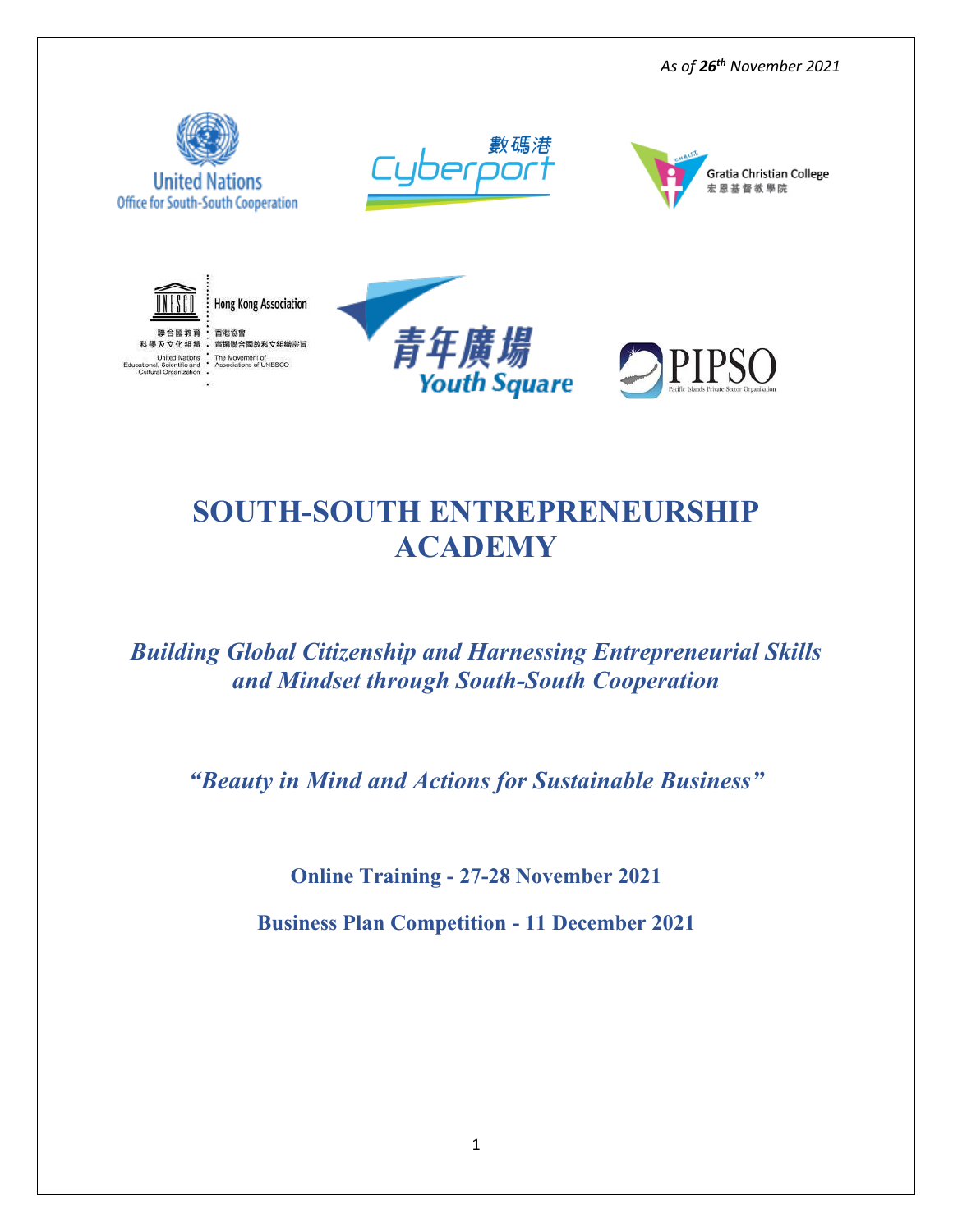*As of **26th** November 2021*

United Nations
Office for South-South Cooperation

數碼港
Cyberport

Gratia Christian College
宏恩基督教學院

聯合國教育科學及文化組織
United Nations Educational, Scientific and Cultural Organization

Hong Kong Association
香港協會
宣揚聯合國教科文組織宗旨
The Movement of Associations of UNESCO

青年廣場
Youth Square

PIPSO
Pacific Islands Private Sector Organisation

# SOUTH-SOUTH ENTREPRENEURSHIP ACADEMY

***Building Global Citizenship and Harnessing Entrepreneurial Skills and Mindset through South-South Cooperation***

***"Beauty in Mind and Actions for Sustainable Business"***

**Online Training - 27-28 November 2021**

**Business Plan Competition - 11 December 2021**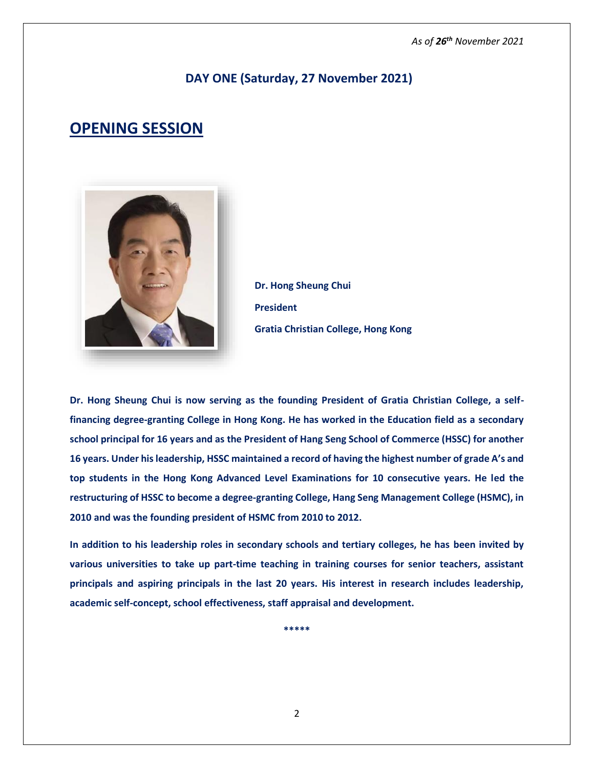*As of 26th November 2021*

## DAY ONE (Saturday, 27 November 2021)

# OPENING SESSION

**Dr. Hong Sheung Chui**

**President**

**Gratia Christian College, Hong Kong**

**Dr. Hong Sheung Chui is now serving as the founding President of Gratia Christian College, a self-financing degree-granting College in Hong Kong. He has worked in the Education field as a secondary school principal for 16 years and as the President of Hang Seng School of Commerce (HSSC) for another 16 years. Under his leadership, HSSC maintained a record of having the highest number of grade A's and top students in the Hong Kong Advanced Level Examinations for 10 consecutive years. He led the restructuring of HSSC to become a degree-granting College, Hang Seng Management College (HSMC), in 2010 and was the founding president of HSMC from 2010 to 2012.**

**In addition to his leadership roles in secondary schools and tertiary colleges, he has been invited by various universities to take up part-time teaching in training courses for senior teachers, assistant principals and aspiring principals in the last 20 years. His interest in research includes leadership, academic self-concept, school effectiveness, staff appraisal and development.**

*****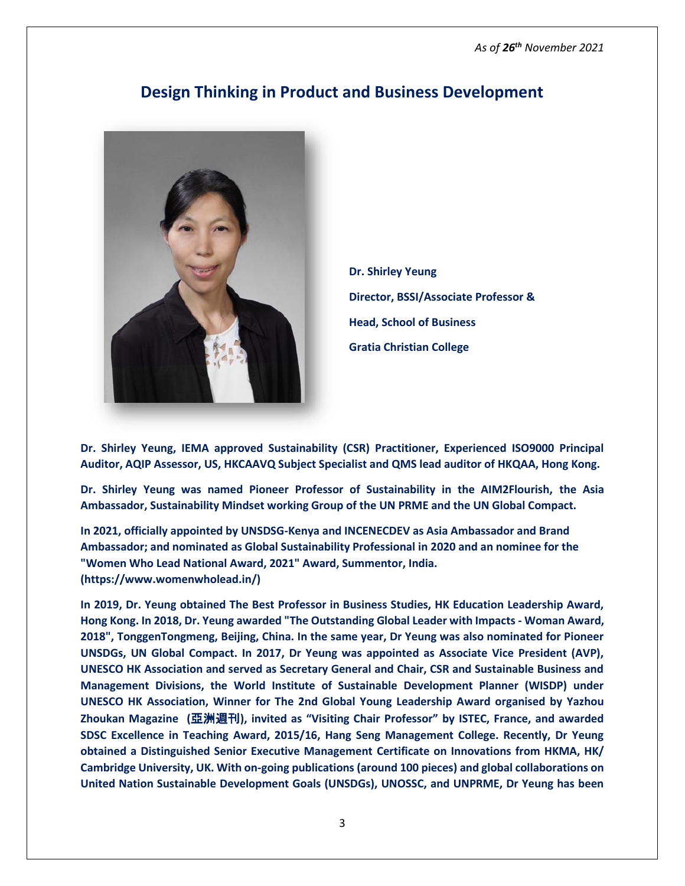*As of **26**th November 2021*

## Design Thinking in Product and Business Development

**Dr. Shirley Yeung**

**Director, BSSI/Associate Professor &**

**Head, School of Business**

**Gratia Christian College**

**Dr. Shirley Yeung, IEMA approved Sustainability (CSR) Practitioner, Experienced ISO9000 Principal Auditor, AQIP Assessor, US, HKCAAVQ Subject Specialist and QMS lead auditor of HKQAA, Hong Kong.**

**Dr. Shirley Yeung was named Pioneer Professor of Sustainability in the AIM2Flourish, the Asia Ambassador, Sustainability Mindset working Group of the UN PRME and the UN Global Compact.**

**In 2021, officially appointed by UNSDSG-Kenya and INCENECDEV as Asia Ambassador and Brand Ambassador; and nominated as Global Sustainability Professional in 2020 and an nominee for the "Women Who Lead National Award, 2021" Award, Summentor, India. (https://www.womenwholead.in/)**

**In 2019, Dr. Yeung obtained The Best Professor in Business Studies, HK Education Leadership Award, Hong Kong. In 2018, Dr. Yeung awarded "The Outstanding Global Leader with Impacts - Woman Award, 2018", TonggenTongmeng, Beijing, China. In the same year, Dr Yeung was also nominated for Pioneer UNSDGs, UN Global Compact. In 2017, Dr Yeung was appointed as Associate Vice President (AVP), UNESCO HK Association and served as Secretary General and Chair, CSR and Sustainable Business and Management Divisions, the World Institute of Sustainable Development Planner (WISDP) under UNESCO HK Association, Winner for The 2nd Global Young Leadership Award organised by Yazhou Zhoukan Magazine (亞洲週刊), invited as "Visiting Chair Professor" by ISTEC, France, and awarded SDSC Excellence in Teaching Award, 2015/16, Hang Seng Management College. Recently, Dr Yeung obtained a Distinguished Senior Executive Management Certificate on Innovations from HKMA, HK/ Cambridge University, UK. With on-going publications (around 100 pieces) and global collaborations on United Nation Sustainable Development Goals (UNSDGs), UNOSSC, and UNPRME, Dr Yeung has been**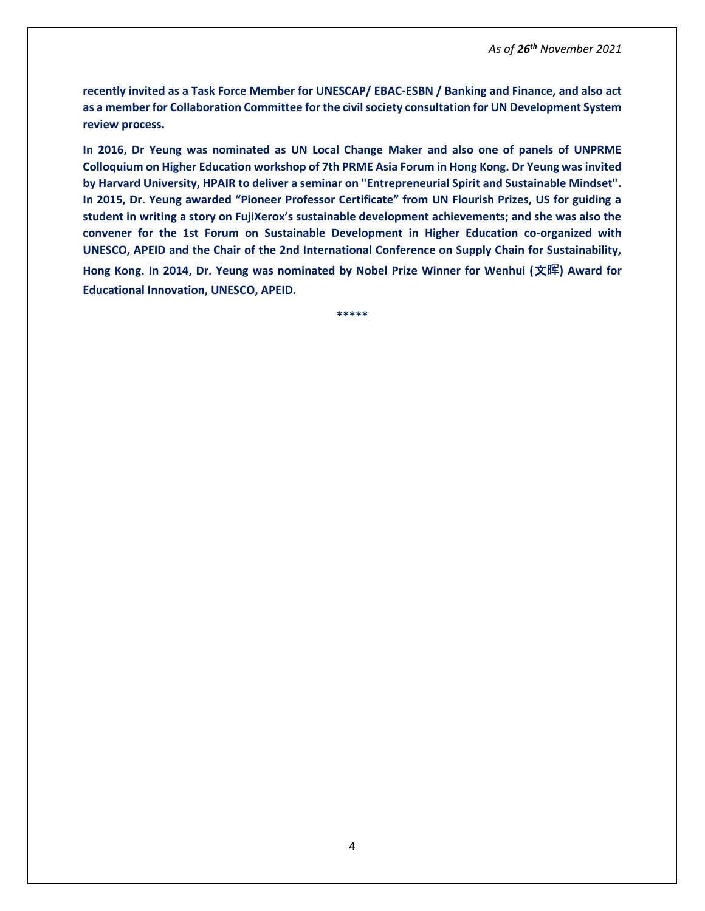**recently invited as a Task Force Member for UNESCAP/ EBAC-ESBN / Banking and Finance, and also act as a member for Collaboration Committee for the civil society consultation for UN Development System review process.**

**In 2016, Dr Yeung was nominated as UN Local Change Maker and also one of panels of UNPRME Colloquium on Higher Education workshop of 7th PRME Asia Forum in Hong Kong. Dr Yeung was invited by Harvard University, HPAIR to deliver a seminar on "Entrepreneurial Spirit and Sustainable Mindset". In 2015, Dr. Yeung awarded "Pioneer Professor Certificate" from UN Flourish Prizes, US for guiding a student in writing a story on FujiXerox's sustainable development achievements; and she was also the convener for the 1st Forum on Sustainable Development in Higher Education co-organized with UNESCO, APEID and the Chair of the 2nd International Conference on Supply Chain for Sustainability, Hong Kong. In 2014, Dr. Yeung was nominated by Nobel Prize Winner for Wenhui (文晖) Award for Educational Innovation, UNESCO, APEID.**

*****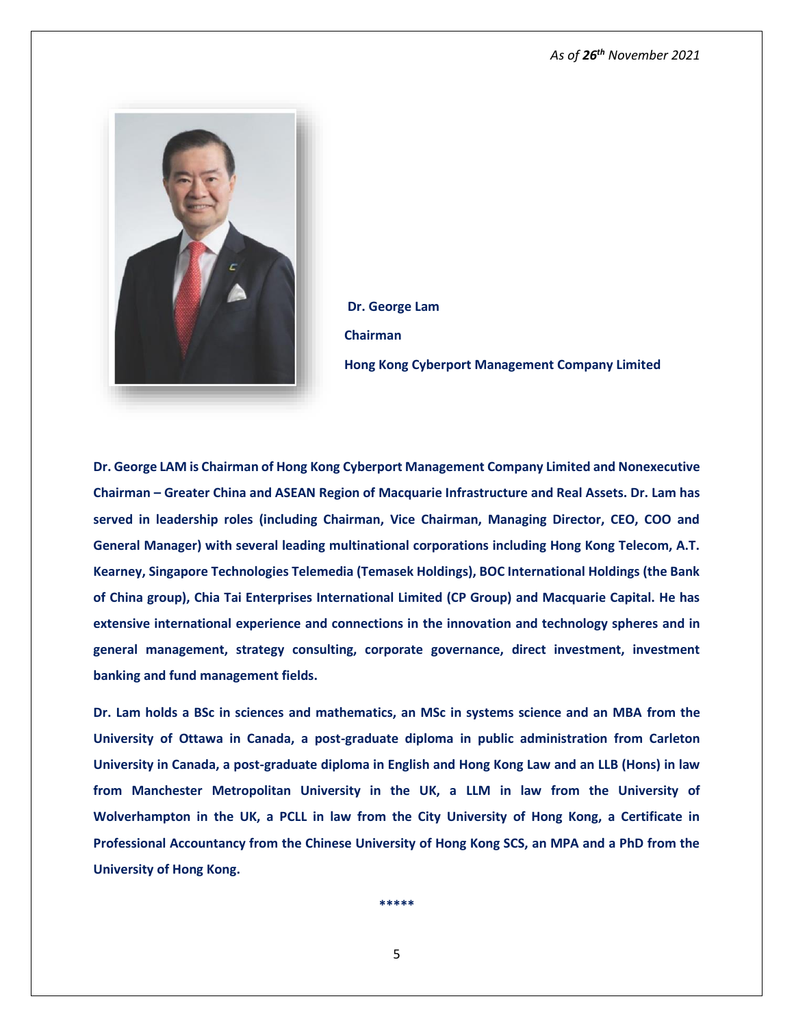*As of **26th** November 2021*

**Dr. George Lam**

**Chairman**

**Hong Kong Cyberport Management Company Limited**

**Dr. George LAM is Chairman of Hong Kong Cyberport Management Company Limited and Nonexecutive Chairman – Greater China and ASEAN Region of Macquarie Infrastructure and Real Assets. Dr. Lam has served in leadership roles (including Chairman, Vice Chairman, Managing Director, CEO, COO and General Manager) with several leading multinational corporations including Hong Kong Telecom, A.T. Kearney, Singapore Technologies Telemedia (Temasek Holdings), BOC International Holdings (the Bank of China group), Chia Tai Enterprises International Limited (CP Group) and Macquarie Capital. He has extensive international experience and connections in the innovation and technology spheres and in general management, strategy consulting, corporate governance, direct investment, investment banking and fund management fields.**

**Dr. Lam holds a BSc in sciences and mathematics, an MSc in systems science and an MBA from the University of Ottawa in Canada, a post-graduate diploma in public administration from Carleton University in Canada, a post-graduate diploma in English and Hong Kong Law and an LLB (Hons) in law from Manchester Metropolitan University in the UK, a LLM in law from the University of Wolverhampton in the UK, a PCLL in law from the City University of Hong Kong, a Certificate in Professional Accountancy from the Chinese University of Hong Kong SCS, an MPA and a PhD from the University of Hong Kong.**

*****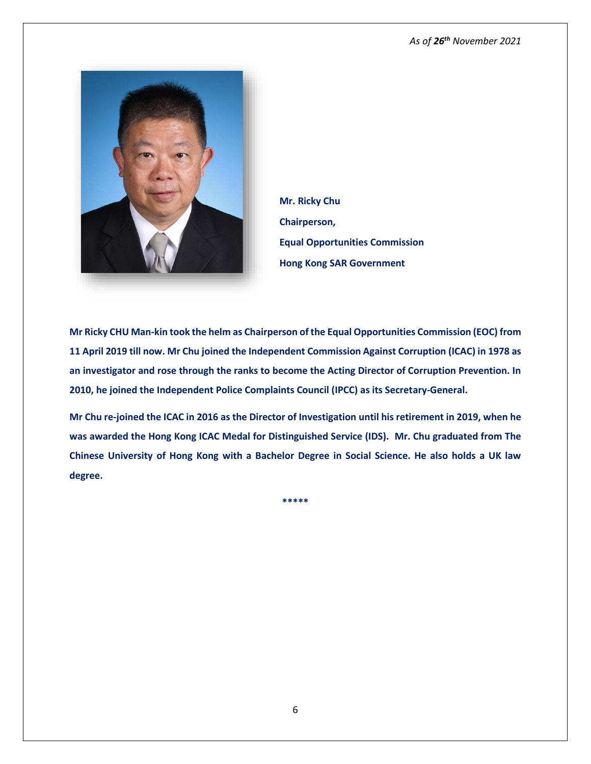*As of **26th** November 2021*

**Mr. Ricky Chu**

**Chairperson,**

**Equal Opportunities Commission**

**Hong Kong SAR Government**

**Mr Ricky CHU Man-kin took the helm as Chairperson of the Equal Opportunities Commission (EOC) from 11 April 2019 till now. Mr Chu joined the Independent Commission Against Corruption (ICAC) in 1978 as an investigator and rose through the ranks to become the Acting Director of Corruption Prevention. In 2010, he joined the Independent Police Complaints Council (IPCC) as its Secretary-General.**

**Mr Chu re-joined the ICAC in 2016 as the Director of Investigation until his retirement in 2019, when he was awarded the Hong Kong ICAC Medal for Distinguished Service (IDS). Mr. Chu graduated from The Chinese University of Hong Kong with a Bachelor Degree in Social Science. He also holds a UK law degree.**

*****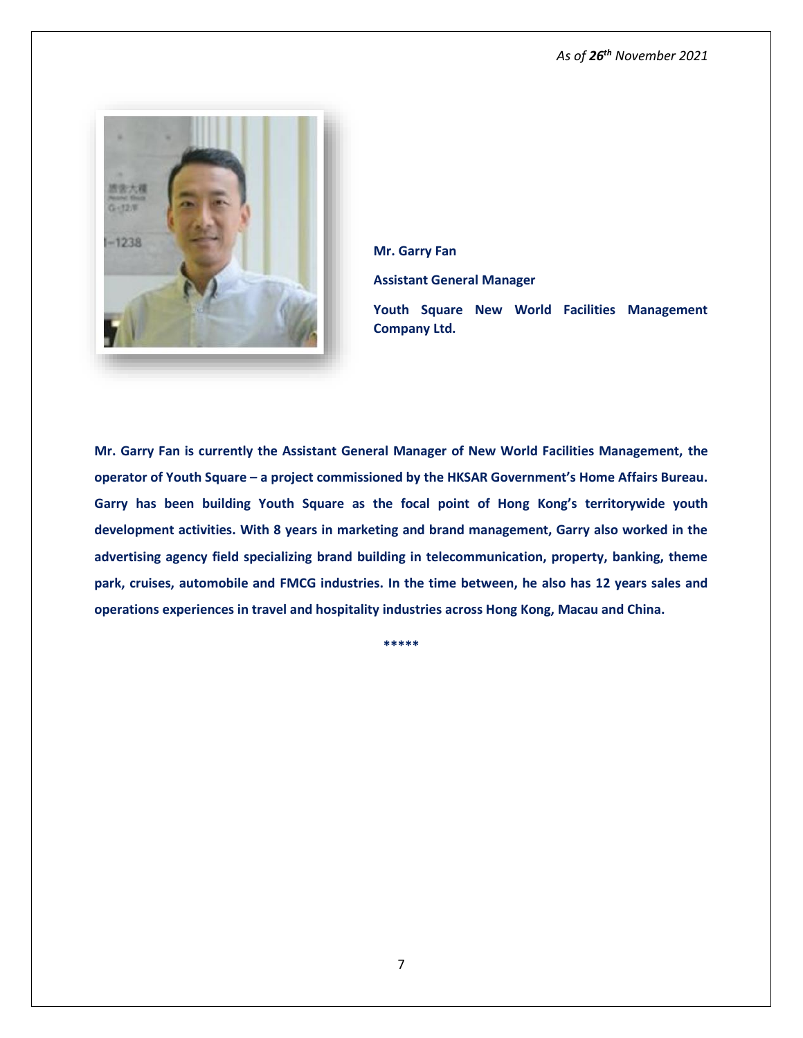*As of **26**[th] November 2021*

**Mr. Garry Fan**

**Assistant General Manager**

**Youth Square New World Facilities Management Company Ltd.**

**Mr. Garry Fan is currently the Assistant General Manager of New World Facilities Management, the operator of Youth Square – a project commissioned by the HKSAR Government's Home Affairs Bureau. Garry has been building Youth Square as the focal point of Hong Kong's territorywide youth development activities. With 8 years in marketing and brand management, Garry also worked in the advertising agency field specializing brand building in telecommunication, property, banking, theme park, cruises, automobile and FMCG industries. In the time between, he also has 12 years sales and operations experiences in travel and hospitality industries across Hong Kong, Macau and China.**

*****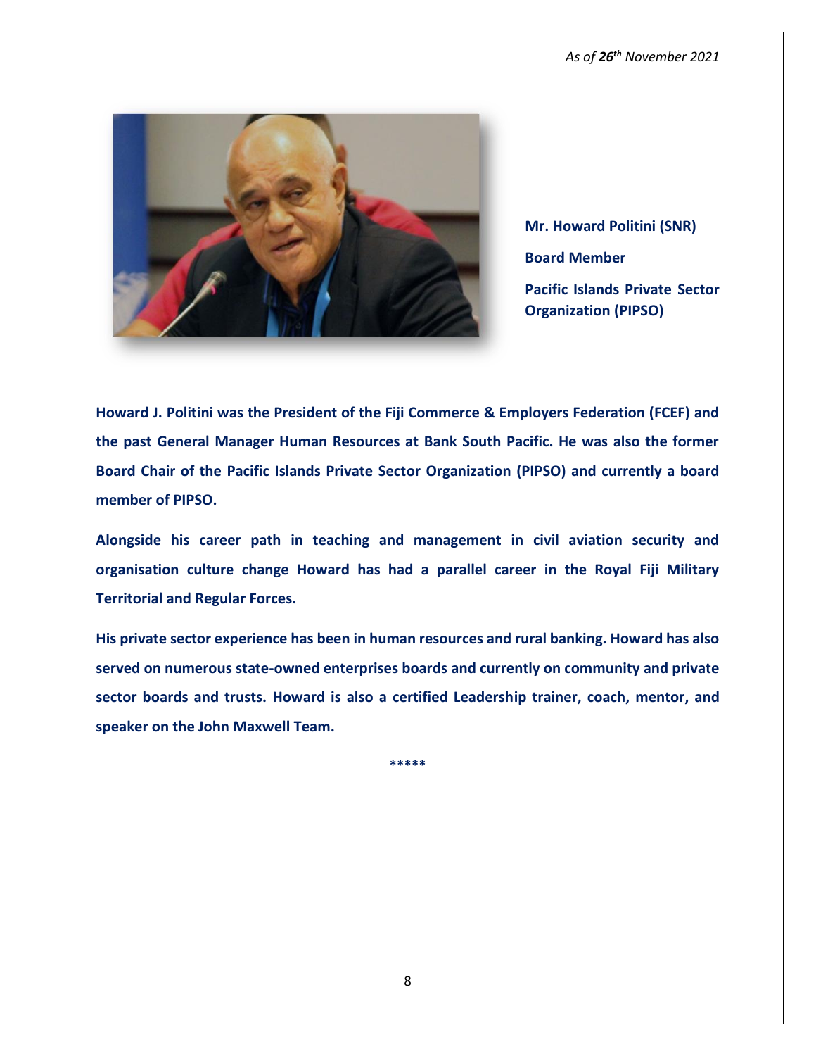*As of **26th** November 2021*

**Mr. Howard Politini (SNR)**

**Board Member**

**Pacific Islands Private Sector Organization (PIPSO)**

**Howard J. Politini was the President of the Fiji Commerce & Employers Federation (FCEF) and the past General Manager Human Resources at Bank South Pacific. He was also the former Board Chair of the Pacific Islands Private Sector Organization (PIPSO) and currently a board member of PIPSO.**

**Alongside his career path in teaching and management in civil aviation security and organisation culture change Howard has had a parallel career in the Royal Fiji Military Territorial and Regular Forces.**

**His private sector experience has been in human resources and rural banking. Howard has also served on numerous state-owned enterprises boards and currently on community and private sector boards and trusts. Howard is also a certified Leadership trainer, coach, mentor, and speaker on the John Maxwell Team.**

*****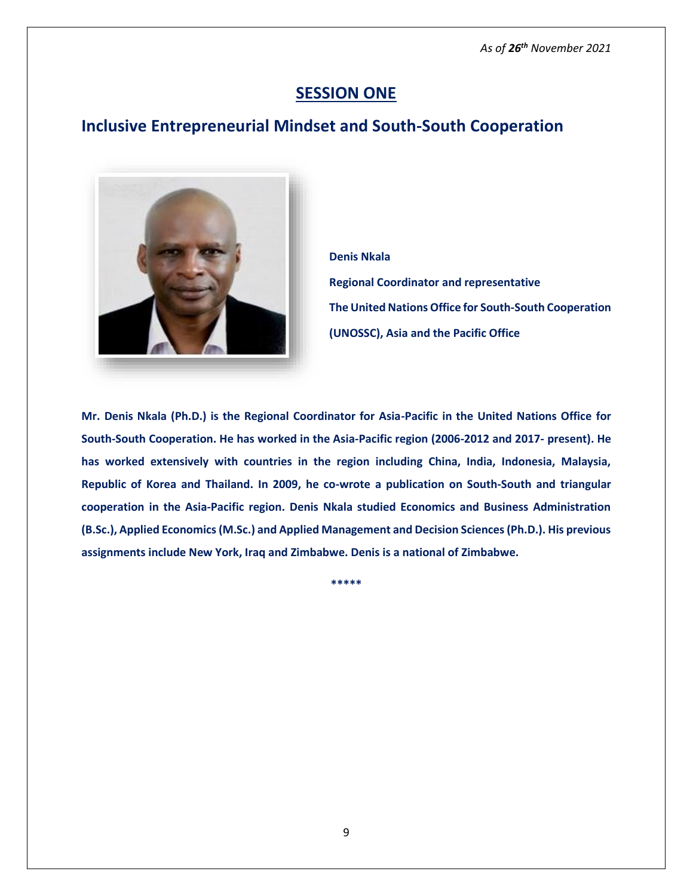*As of **26th** November 2021*

## SESSION ONE

## Inclusive Entrepreneurial Mindset and South-South Cooperation

**Denis Nkala**

**Regional Coordinator and representative**

**The United Nations Office for South-South Cooperation**

**(UNOSSC), Asia and the Pacific Office**

**Mr. Denis Nkala (Ph.D.) is the Regional Coordinator for Asia-Pacific in the United Nations Office for South-South Cooperation. He has worked in the Asia-Pacific region (2006-2012 and 2017- present). He has worked extensively with countries in the region including China, India, Indonesia, Malaysia, Republic of Korea and Thailand. In 2009, he co-wrote a publication on South-South and triangular cooperation in the Asia-Pacific region. Denis Nkala studied Economics and Business Administration (B.Sc.), Applied Economics (M.Sc.) and Applied Management and Decision Sciences (Ph.D.). His previous assignments include New York, Iraq and Zimbabwe. Denis is a national of Zimbabwe.**

\*\*\*\*\*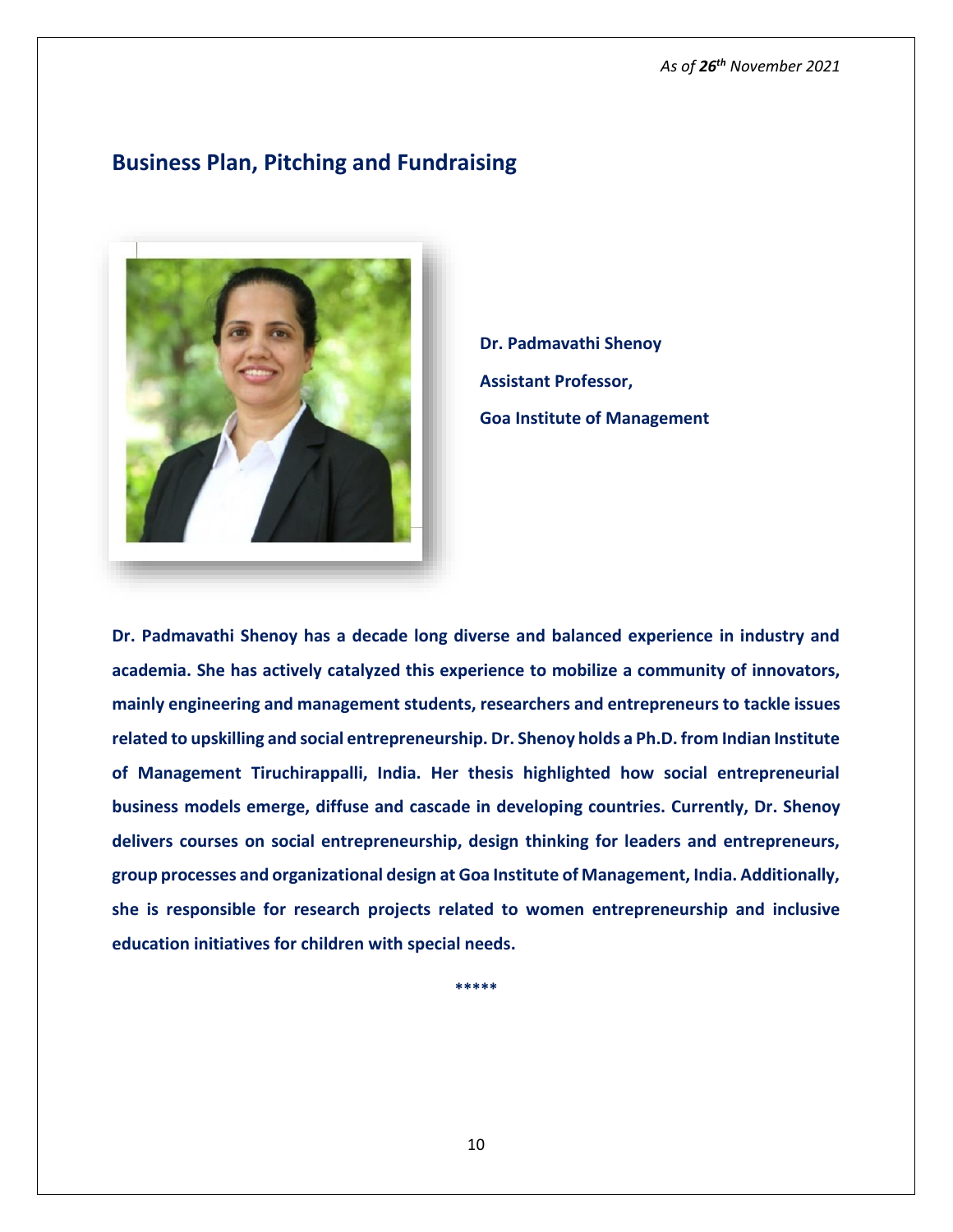*As of **26th** November 2021*

## Business Plan, Pitching and Fundraising

**Dr. Padmavathi Shenoy**

**Assistant Professor,**

**Goa Institute of Management**

**Dr. Padmavathi Shenoy has a decade long diverse and balanced experience in industry and academia. She has actively catalyzed this experience to mobilize a community of innovators, mainly engineering and management students, researchers and entrepreneurs to tackle issues related to upskilling and social entrepreneurship. Dr. Shenoy holds a Ph.D. from Indian Institute of Management Tiruchirappalli, India. Her thesis highlighted how social entrepreneurial business models emerge, diffuse and cascade in developing countries. Currently, Dr. Shenoy delivers courses on social entrepreneurship, design thinking for leaders and entrepreneurs, group processes and organizational design at Goa Institute of Management, India. Additionally, she is responsible for research projects related to women entrepreneurship and inclusive education initiatives for children with special needs.**

*****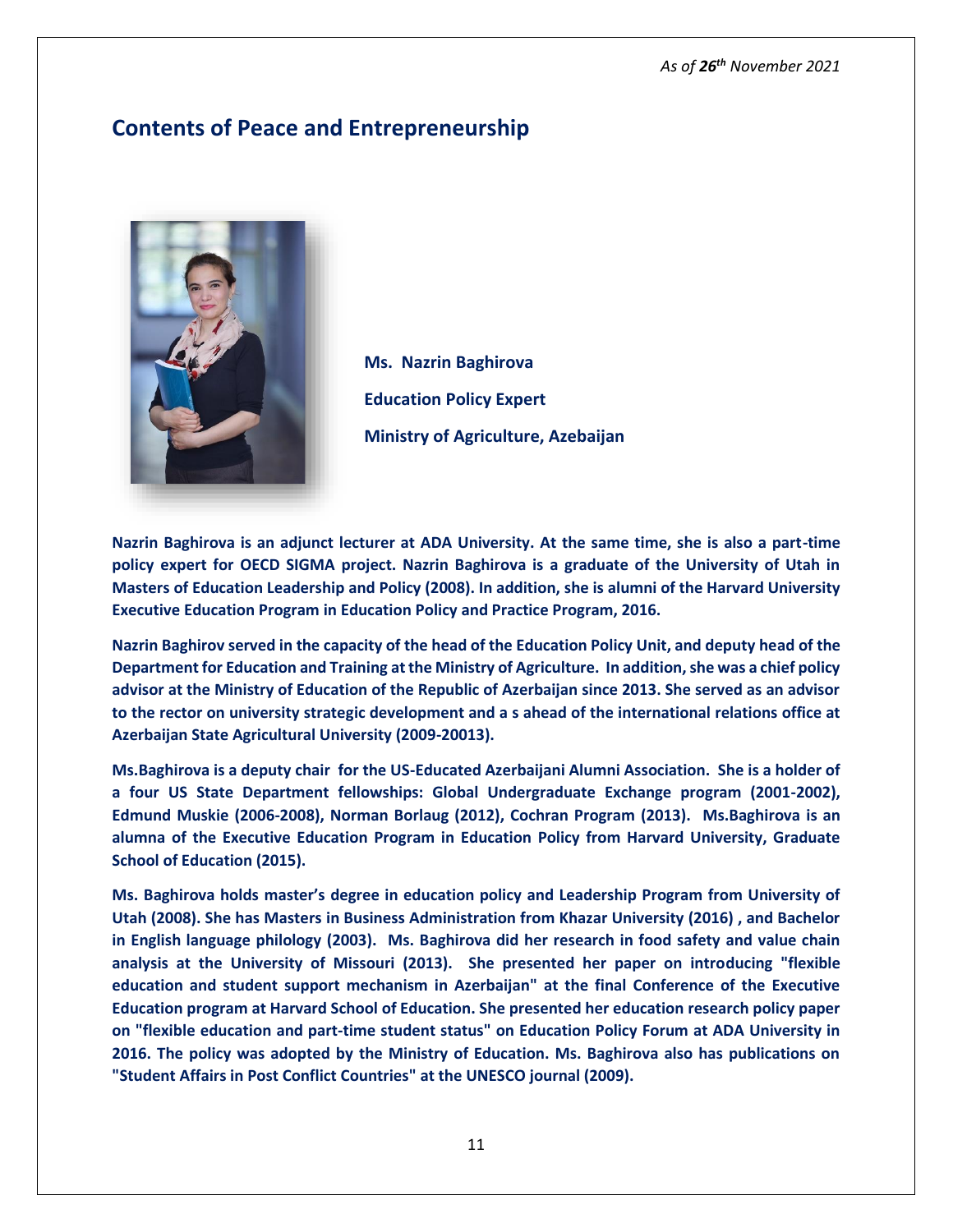*As of **26th** November 2021*

## Contents of Peace and Entrepreneurship

**Ms. Nazrin Baghirova**

**Education Policy Expert**

**Ministry of Agriculture, Azebaijan**

**Nazrin Baghirova is an adjunct lecturer at ADA University. At the same time, she is also a part-time policy expert for OECD SIGMA project. Nazrin Baghirova is a graduate of the University of Utah in Masters of Education Leadership and Policy (2008). In addition, she is alumni of the Harvard University Executive Education Program in Education Policy and Practice Program, 2016.**

**Nazrin Baghirov served in the capacity of the head of the Education Policy Unit, and deputy head of the Department for Education and Training at the Ministry of Agriculture. In addition, she was a chief policy advisor at the Ministry of Education of the Republic of Azerbaijan since 2013. She served as an advisor to the rector on university strategic development and a s ahead of the international relations office at Azerbaijan State Agricultural University (2009-20013).**

**Ms.Baghirova is a deputy chair for the US-Educated Azerbaijani Alumni Association. She is a holder of a four US State Department fellowships: Global Undergraduate Exchange program (2001-2002), Edmund Muskie (2006-2008), Norman Borlaug (2012), Cochran Program (2013). Ms.Baghirova is an alumna of the Executive Education Program in Education Policy from Harvard University, Graduate School of Education (2015).**

**Ms. Baghirova holds master's degree in education policy and Leadership Program from University of Utah (2008). She has Masters in Business Administration from Khazar University (2016) , and Bachelor in English language philology (2003). Ms. Baghirova did her research in food safety and value chain analysis at the University of Missouri (2013). She presented her paper on introducing "flexible education and student support mechanism in Azerbaijan" at the final Conference of the Executive Education program at Harvard School of Education. She presented her education research policy paper on "flexible education and part-time student status" on Education Policy Forum at ADA University in 2016. The policy was adopted by the Ministry of Education. Ms. Baghirova also has publications on "Student Affairs in Post Conflict Countries" at the UNESCO journal (2009).**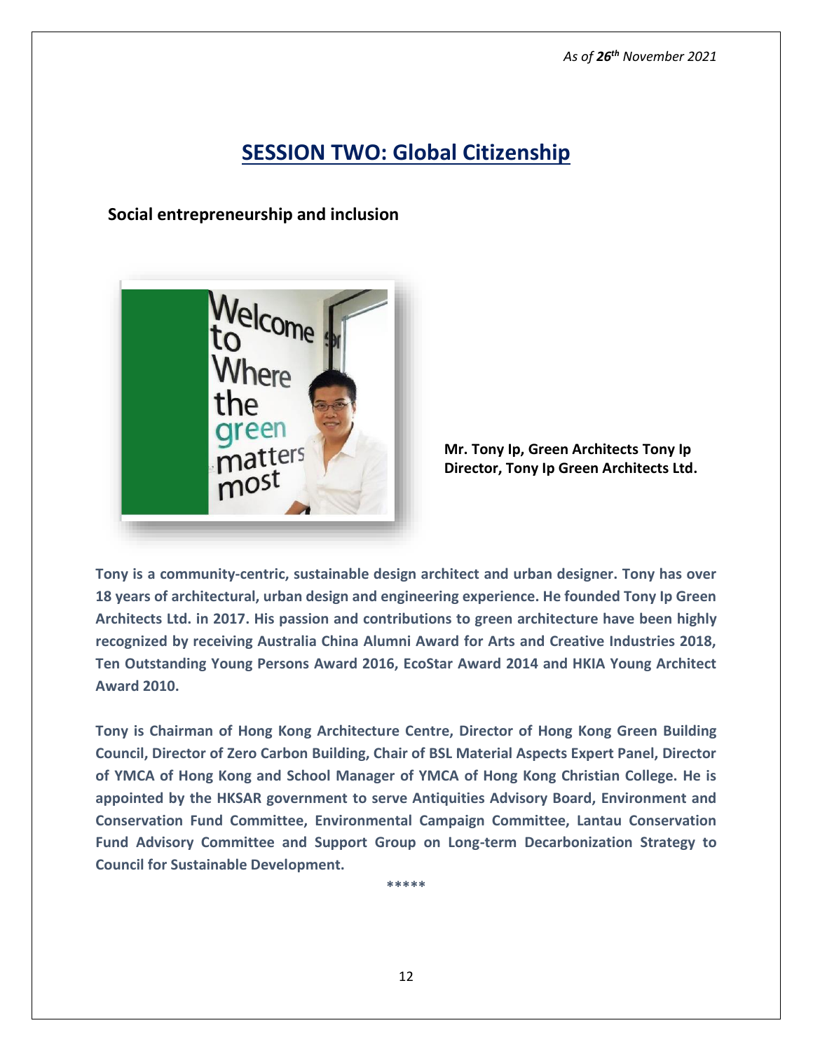*As of 26th November 2021*

# SESSION TWO: Global Citizenship

## Social entrepreneurship and inclusion

**Mr. Tony Ip, Green Architects Tony Ip**
**Director, Tony Ip Green Architects Ltd.**

**Tony is a community-centric, sustainable design architect and urban designer. Tony has over 18 years of architectural, urban design and engineering experience. He founded Tony Ip Green Architects Ltd. in 2017. His passion and contributions to green architecture have been highly recognized by receiving Australia China Alumni Award for Arts and Creative Industries 2018, Ten Outstanding Young Persons Award 2016, EcoStar Award 2014 and HKIA Young Architect Award 2010.**

**Tony is Chairman of Hong Kong Architecture Centre, Director of Hong Kong Green Building Council, Director of Zero Carbon Building, Chair of BSL Material Aspects Expert Panel, Director of YMCA of Hong Kong and School Manager of YMCA of Hong Kong Christian College. He is appointed by the HKSAR government to serve Antiquities Advisory Board, Environment and Conservation Fund Committee, Environmental Campaign Committee, Lantau Conservation Fund Advisory Committee and Support Group on Long-term Decarbonization Strategy to Council for Sustainable Development.**

*****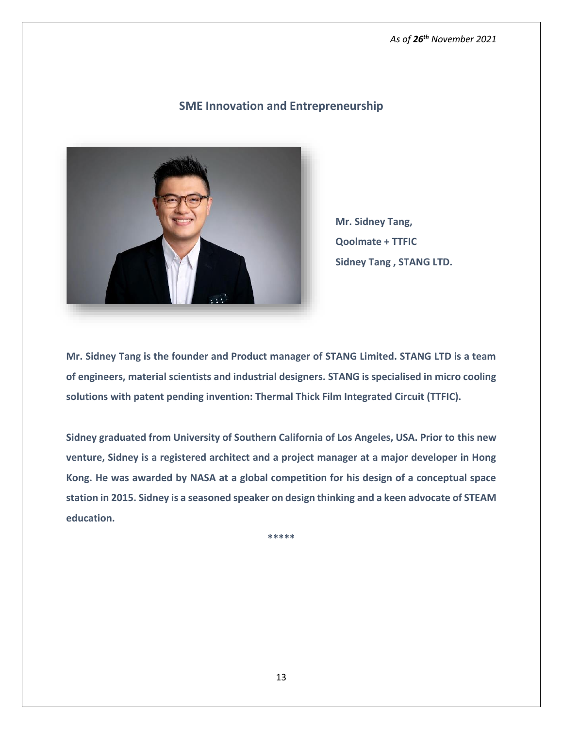*As of **26th** November 2021*

## SME Innovation and Entrepreneurship

**Mr. Sidney Tang,**

**Qoolmate + TTFIC**

**Sidney Tang , STANG LTD.**

**Mr. Sidney Tang is the founder and Product manager of STANG Limited. STANG LTD is a team of engineers, material scientists and industrial designers. STANG is specialised in micro cooling solutions with patent pending invention: Thermal Thick Film Integrated Circuit (TTFIC).**

**Sidney graduated from University of Southern California of Los Angeles, USA. Prior to this new venture, Sidney is a registered architect and a project manager at a major developer in Hong Kong. He was awarded by NASA at a global competition for his design of a conceptual space station in 2015. Sidney is a seasoned speaker on design thinking and a keen advocate of STEAM education.**

*****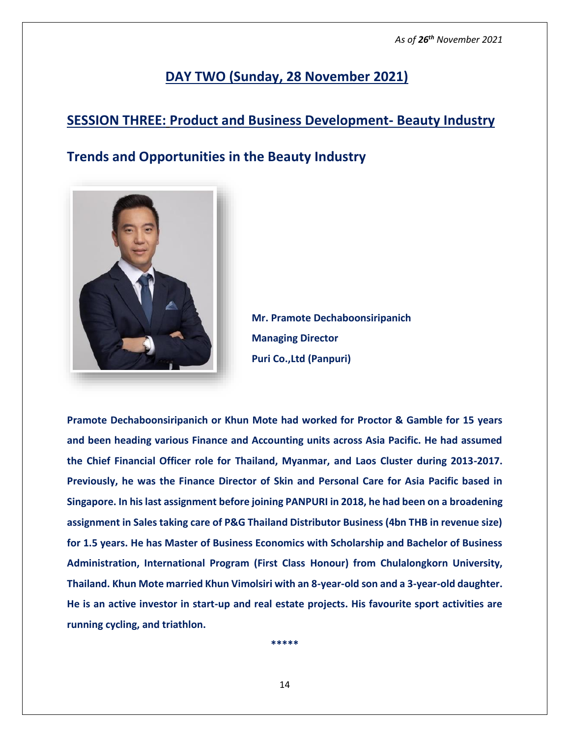*As of 26th November 2021*

## DAY TWO (Sunday, 28 November 2021)

## SESSION THREE: Product and Business Development- Beauty Industry

## Trends and Opportunities in the Beauty Industry

**Mr. Pramote Dechaboonsiripanich**
**Managing Director**
**Puri Co.,Ltd (Panpuri)**

**Pramote Dechaboonsiripanich or Khun Mote had worked for Proctor & Gamble for 15 years and been heading various Finance and Accounting units across Asia Pacific. He had assumed the Chief Financial Officer role for Thailand, Myanmar, and Laos Cluster during 2013-2017. Previously, he was the Finance Director of Skin and Personal Care for Asia Pacific based in Singapore. In his last assignment before joining PANPURI in 2018, he had been on a broadening assignment in Sales taking care of P&G Thailand Distributor Business (4bn THB in revenue size) for 1.5 years. He has Master of Business Economics with Scholarship and Bachelor of Business Administration, International Program (First Class Honour) from Chulalongkorn University, Thailand. Khun Mote married Khun Vimolsiri with an 8-year-old son and a 3-year-old daughter. He is an active investor in start-up and real estate projects. His favourite sport activities are running cycling, and triathlon.**

*****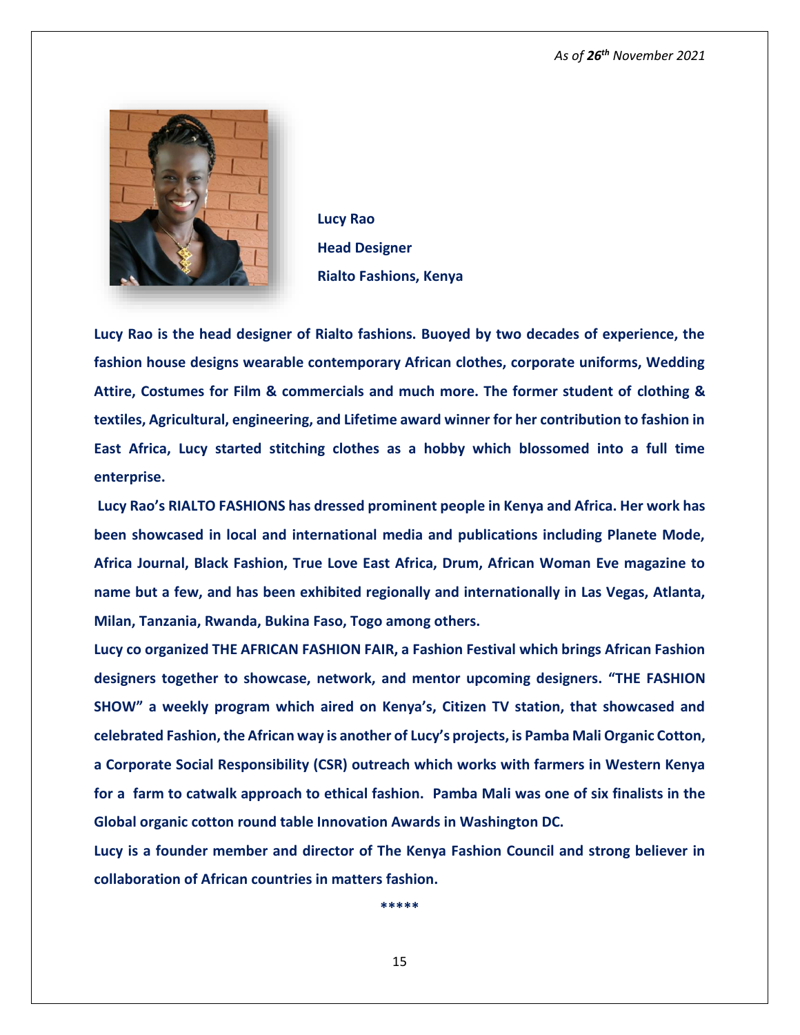*As of 26th November 2021*

**Lucy Rao**
**Head Designer**
**Rialto Fashions, Kenya**

**Lucy Rao is the head designer of Rialto fashions. Buoyed by two decades of experience, the fashion house designs wearable contemporary African clothes, corporate uniforms, Wedding Attire, Costumes for Film & commercials and much more. The former student of clothing & textiles, Agricultural, engineering, and Lifetime award winner for her contribution to fashion in East Africa, Lucy started stitching clothes as a hobby which blossomed into a full time enterprise.**

**Lucy Rao's RIALTO FASHIONS has dressed prominent people in Kenya and Africa. Her work has been showcased in local and international media and publications including Planete Mode, Africa Journal, Black Fashion, True Love East Africa, Drum, African Woman Eve magazine to name but a few, and has been exhibited regionally and internationally in Las Vegas, Atlanta, Milan, Tanzania, Rwanda, Bukina Faso, Togo among others.**

**Lucy co organized THE AFRICAN FASHION FAIR, a Fashion Festival which brings African Fashion designers together to showcase, network, and mentor upcoming designers. "THE FASHION SHOW" a weekly program which aired on Kenya's, Citizen TV station, that showcased and celebrated Fashion, the African way is another of Lucy's projects, is Pamba Mali Organic Cotton, a Corporate Social Responsibility (CSR) outreach which works with farmers in Western Kenya for a farm to catwalk approach to ethical fashion. Pamba Mali was one of six finalists in the Global organic cotton round table Innovation Awards in Washington DC.**

**Lucy is a founder member and director of The Kenya Fashion Council and strong believer in collaboration of African countries in matters fashion.**

**\*\*\*\*\***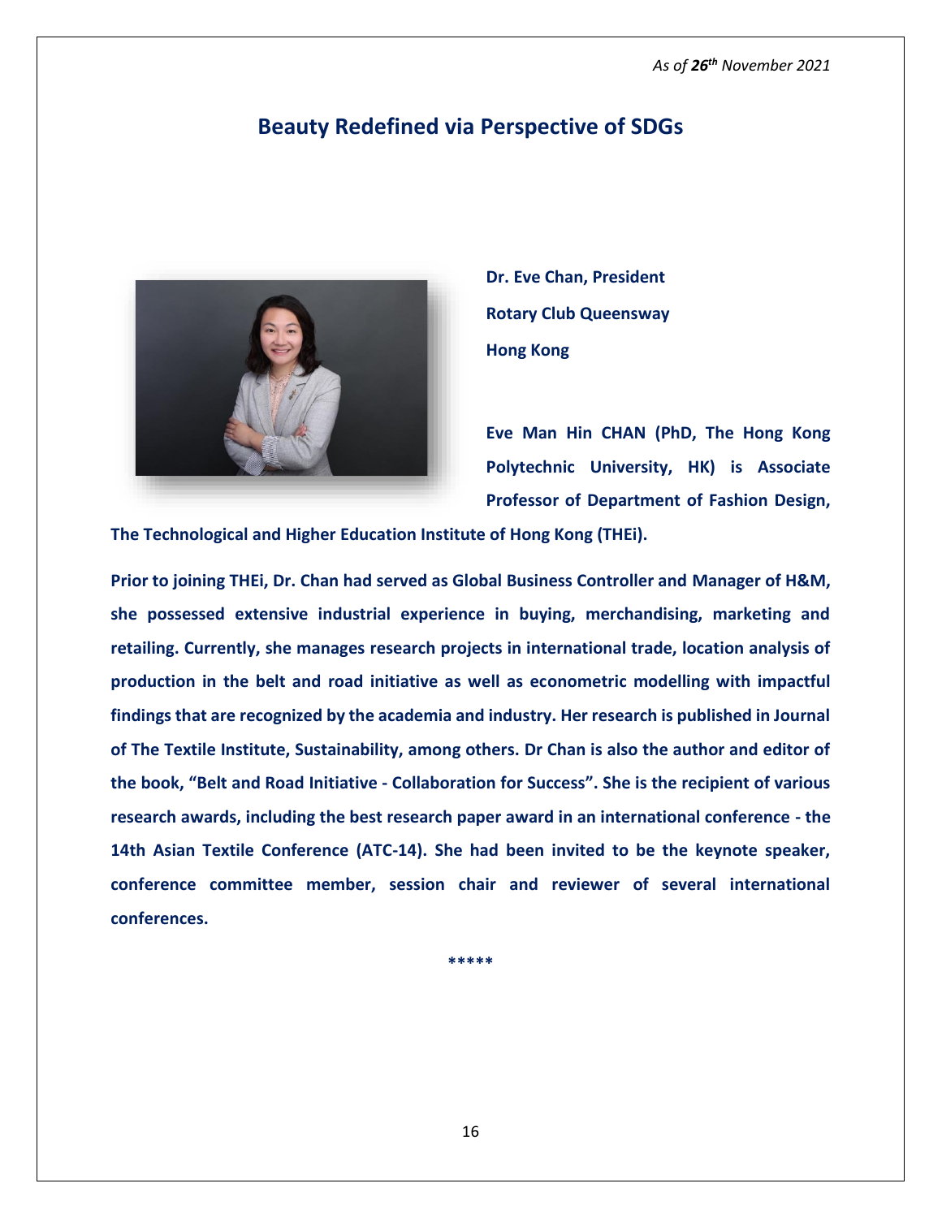*As of 26th November 2021*

## Beauty Redefined via Perspective of SDGs

**Dr. Eve Chan, President**

**Rotary Club Queensway**

**Hong Kong**

**Eve Man Hin CHAN (PhD, The Hong Kong Polytechnic University, HK) is Associate Professor of Department of Fashion Design, The Technological and Higher Education Institute of Hong Kong (THEi).**

**Prior to joining THEi, Dr. Chan had served as Global Business Controller and Manager of H&M, she possessed extensive industrial experience in buying, merchandising, marketing and retailing. Currently, she manages research projects in international trade, location analysis of production in the belt and road initiative as well as econometric modelling with impactful findings that are recognized by the academia and industry. Her research is published in Journal of The Textile Institute, Sustainability, among others. Dr Chan is also the author and editor of the book, "Belt and Road Initiative - Collaboration for Success". She is the recipient of various research awards, including the best research paper award in an international conference - the 14th Asian Textile Conference (ATC-14). She had been invited to be the keynote speaker, conference committee member, session chair and reviewer of several international conferences.**

*****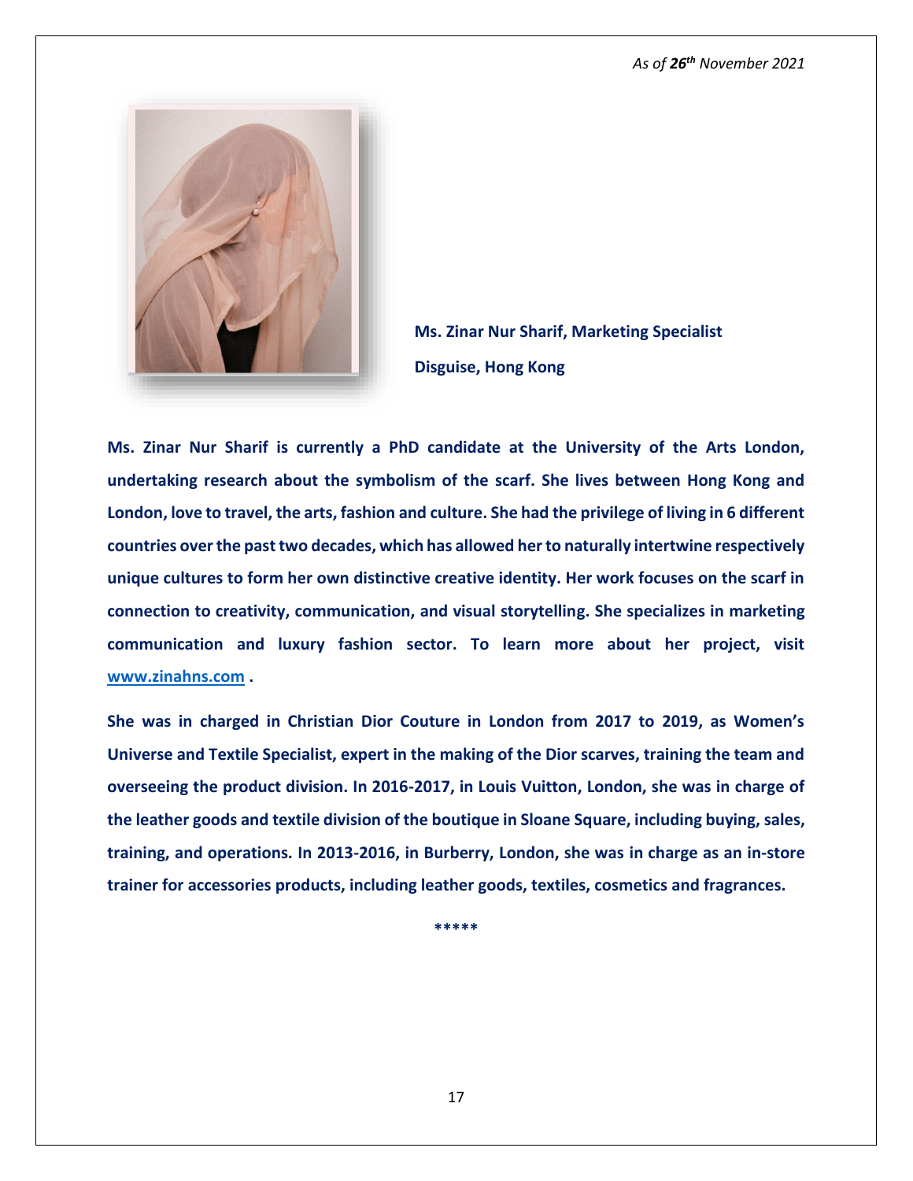*As of **26th** November 2021*

**Ms. Zinar Nur Sharif, Marketing Specialist**

**Disguise, Hong Kong**

**Ms. Zinar Nur Sharif is currently a PhD candidate at the University of the Arts London, undertaking research about the symbolism of the scarf. She lives between Hong Kong and London, love to travel, the arts, fashion and culture. She had the privilege of living in 6 different countries over the past two decades, which has allowed her to naturally intertwine respectively unique cultures to form her own distinctive creative identity. Her work focuses on the scarf in connection to creativity, communication, and visual storytelling. She specializes in marketing communication and luxury fashion sector. To learn more about her project, visit [www.zinahns.com](http://www.zinahns.com) .**

**She was in charged in Christian Dior Couture in London from 2017 to 2019, as Women's Universe and Textile Specialist, expert in the making of the Dior scarves, training the team and overseeing the product division. In 2016-2017, in Louis Vuitton, London, she was in charge of the leather goods and textile division of the boutique in Sloane Square, including buying, sales, training, and operations. In 2013-2016, in Burberry, London, she was in charge as an in-store trainer for accessories products, including leather goods, textiles, cosmetics and fragrances.**

*****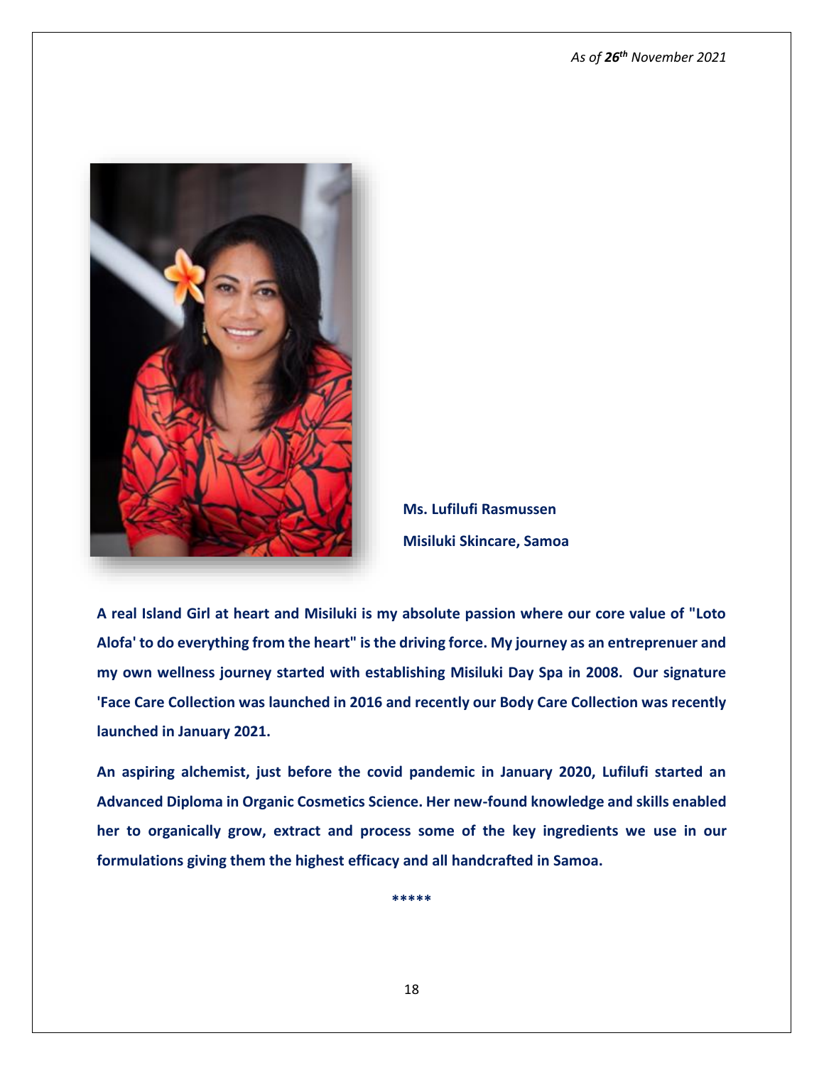*As of **26th** November 2021*

**Ms. Lufilufi Rasmussen**

**Misiluki Skincare, Samoa**

**A real Island Girl at heart and Misiluki is my absolute passion where our core value of "Loto Alofa' to do everything from the heart" is the driving force. My journey as an entreprenuer and my own wellness journey started with establishing Misiluki Day Spa in 2008. Our signature 'Face Care Collection was launched in 2016 and recently our Body Care Collection was recently launched in January 2021.**

**An aspiring alchemist, just before the covid pandemic in January 2020, Lufilufi started an Advanced Diploma in Organic Cosmetics Science. Her new-found knowledge and skills enabled her to organically grow, extract and process some of the key ingredients we use in our formulations giving them the highest efficacy and all handcrafted in Samoa.**

*****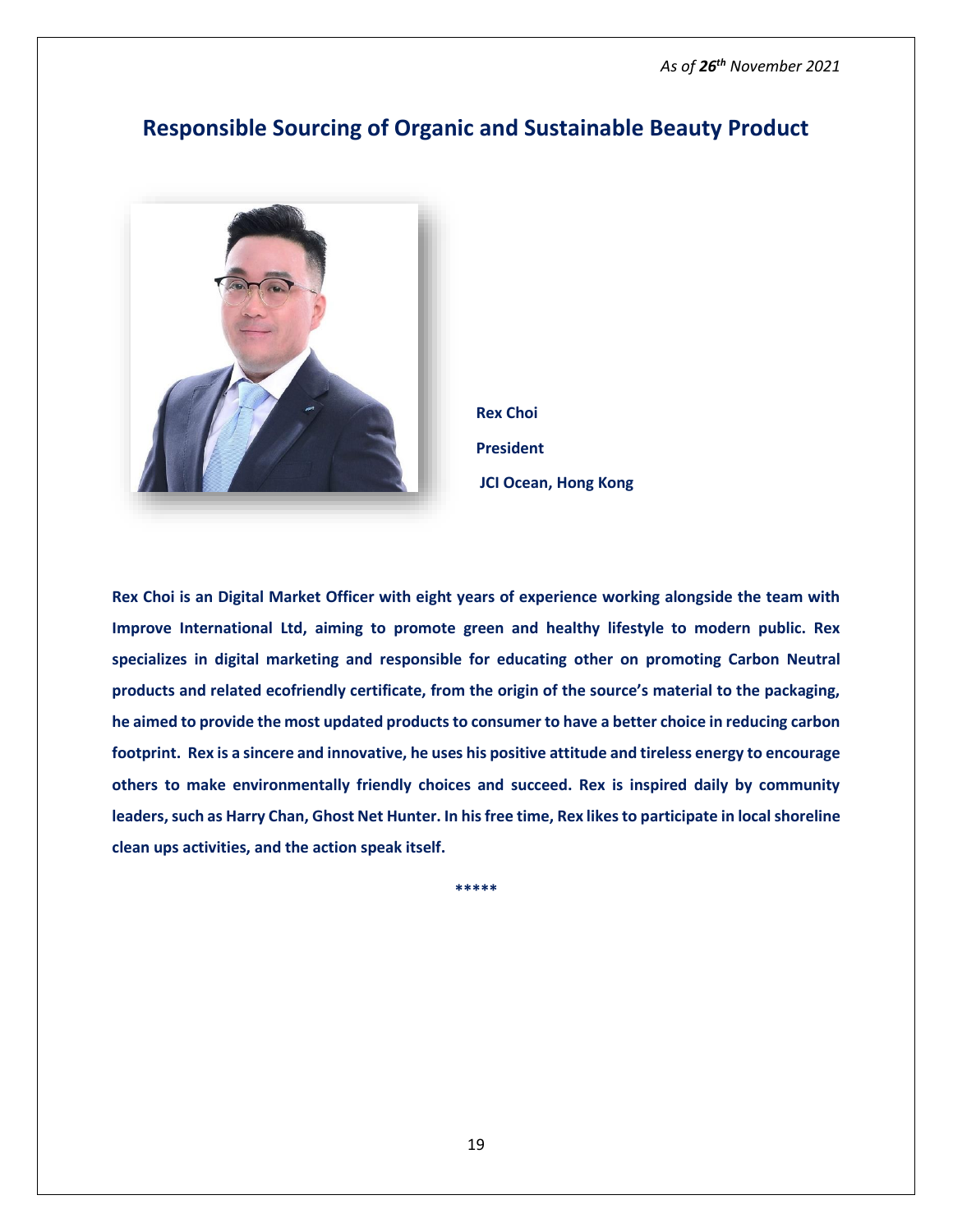*As of **26th** November 2021*

## Responsible Sourcing of Organic and Sustainable Beauty Product

**Rex Choi**

**President**

**JCI Ocean, Hong Kong**

**Rex Choi is an Digital Market Officer with eight years of experience working alongside the team with Improve International Ltd, aiming to promote green and healthy lifestyle to modern public. Rex specializes in digital marketing and responsible for educating other on promoting Carbon Neutral products and related ecofriendly certificate, from the origin of the source's material to the packaging, he aimed to provide the most updated products to consumer to have a better choice in reducing carbon footprint. Rex is a sincere and innovative, he uses his positive attitude and tireless energy to encourage others to make environmentally friendly choices and succeed. Rex is inspired daily by community leaders, such as Harry Chan, Ghost Net Hunter. In his free time, Rex likes to participate in local shoreline clean ups activities, and the action speak itself.**

*****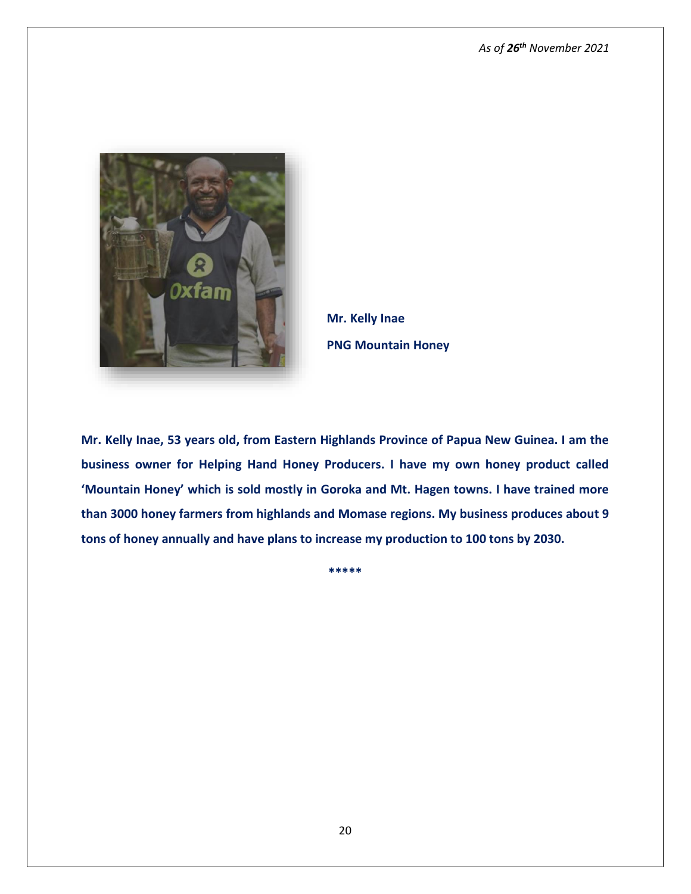*As of **26th** November 2021*

**Mr. Kelly Inae**

**PNG Mountain Honey**

**Mr. Kelly Inae, 53 years old, from Eastern Highlands Province of Papua New Guinea. I am the business owner for Helping Hand Honey Producers. I have my own honey product called 'Mountain Honey' which is sold mostly in Goroka and Mt. Hagen towns. I have trained more than 3000 honey farmers from highlands and Momase regions. My business produces about 9 tons of honey annually and have plans to increase my production to 100 tons by 2030.**

*****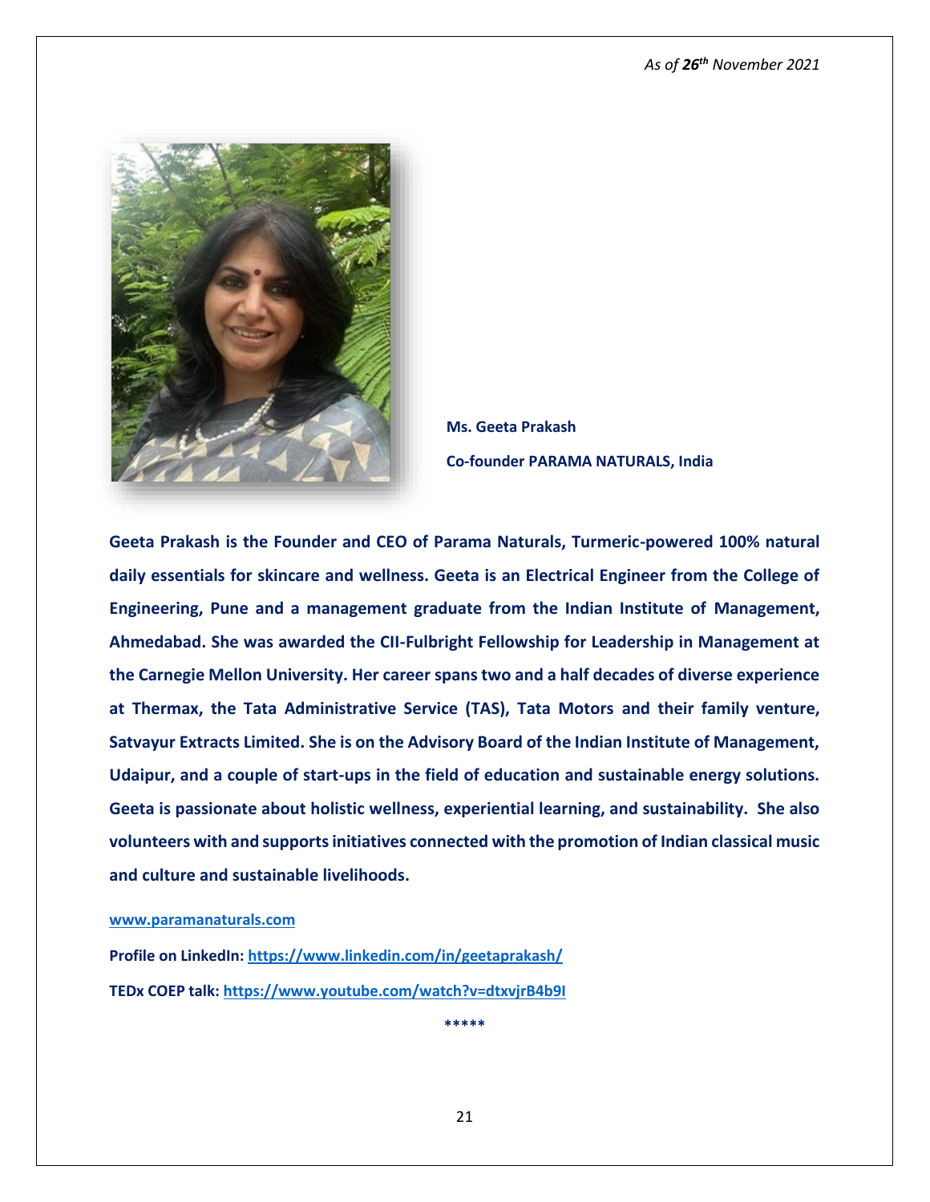*As of **26th** November 2021*

**Ms. Geeta Prakash**

**Co-founder PARAMA NATURALS, India**

**Geeta Prakash is the Founder and CEO of Parama Naturals, Turmeric-powered 100% natural daily essentials for skincare and wellness. Geeta is an Electrical Engineer from the College of Engineering, Pune and a management graduate from the Indian Institute of Management, Ahmedabad. She was awarded the CII-Fulbright Fellowship for Leadership in Management at the Carnegie Mellon University. Her career spans two and a half decades of diverse experience at Thermax, the Tata Administrative Service (TAS), Tata Motors and their family venture, Satvayur Extracts Limited. She is on the Advisory Board of the Indian Institute of Management, Udaipur, and a couple of start-ups in the field of education and sustainable energy solutions. Geeta is passionate about holistic wellness, experiential learning, and sustainability. She also volunteers with and supports initiatives connected with the promotion of Indian classical music and culture and sustainable livelihoods.**

**[www.paramanaturals.com](www.paramanaturals.com)**

**Profile on LinkedIn: [https://www.linkedin.com/in/geetaprakash/](https://www.linkedin.com/in/geetaprakash/)**

**TEDx COEP talk: [https://www.youtube.com/watch?v=dtxvjrB4b9I](https://www.youtube.com/watch?v=dtxvjrB4b9I)**

*****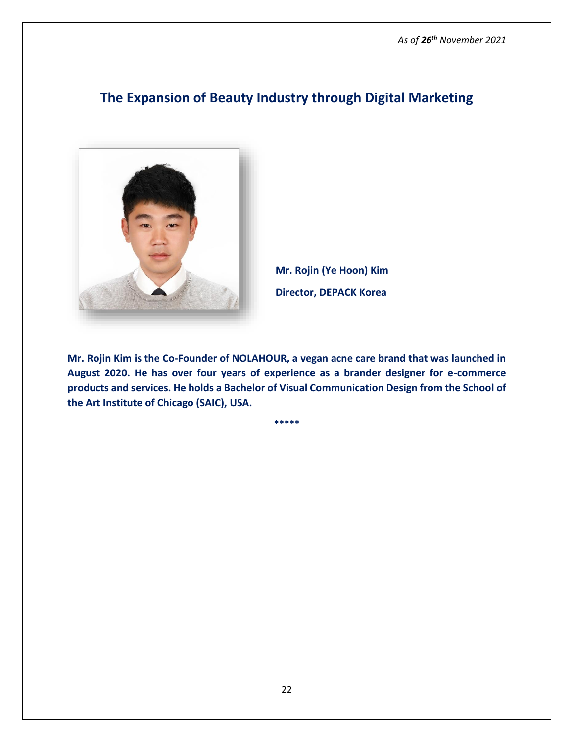*As of **26th** November 2021*

## The Expansion of Beauty Industry through Digital Marketing

**Mr. Rojin (Ye Hoon) Kim**

**Director, DEPACK Korea**

**Mr. Rojin Kim is the Co-Founder of NOLAHOUR, a vegan acne care brand that was launched in August 2020. He has over four years of experience as a brander designer for e-commerce products and services. He holds a Bachelor of Visual Communication Design from the School of the Art Institute of Chicago (SAIC), USA.**

*****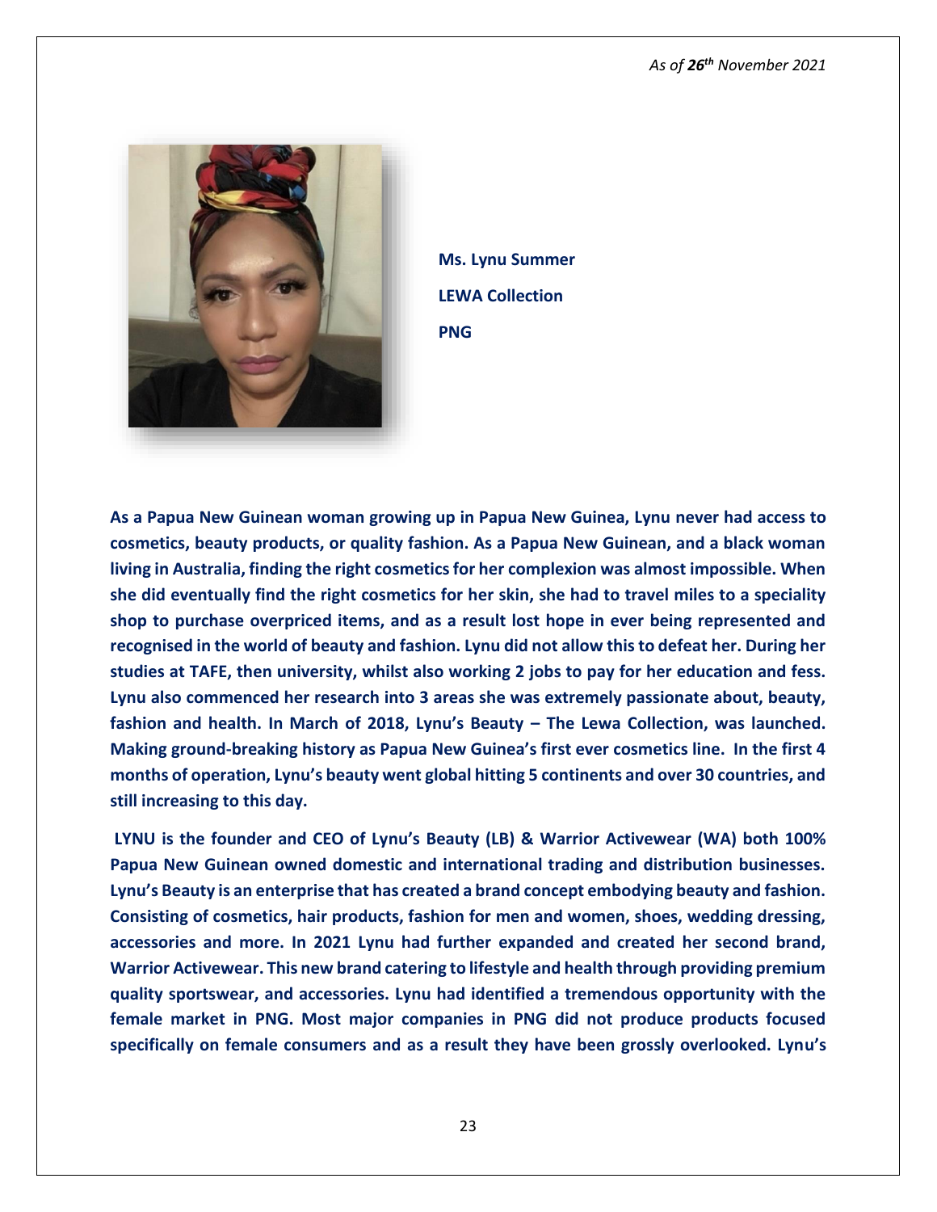*As of **26th** November 2021*

**Ms. Lynu Summer**

**LEWA Collection**

**PNG**

**As a Papua New Guinean woman growing up in Papua New Guinea, Lynu never had access to cosmetics, beauty products, or quality fashion. As a Papua New Guinean, and a black woman living in Australia, finding the right cosmetics for her complexion was almost impossible. When she did eventually find the right cosmetics for her skin, she had to travel miles to a speciality shop to purchase overpriced items, and as a result lost hope in ever being represented and recognised in the world of beauty and fashion. Lynu did not allow this to defeat her. During her studies at TAFE, then university, whilst also working 2 jobs to pay for her education and fess. Lynu also commenced her research into 3 areas she was extremely passionate about, beauty, fashion and health. In March of 2018, Lynu's Beauty – The Lewa Collection, was launched. Making ground-breaking history as Papua New Guinea's first ever cosmetics line. In the first 4 months of operation, Lynu's beauty went global hitting 5 continents and over 30 countries, and still increasing to this day.**

**LYNU is the founder and CEO of Lynu's Beauty (LB) & Warrior Activewear (WA) both 100% Papua New Guinean owned domestic and international trading and distribution businesses. Lynu's Beauty is an enterprise that has created a brand concept embodying beauty and fashion. Consisting of cosmetics, hair products, fashion for men and women, shoes, wedding dressing, accessories and more. In 2021 Lynu had further expanded and created her second brand, Warrior Activewear. This new brand catering to lifestyle and health through providing premium quality sportswear, and accessories. Lynu had identified a tremendous opportunity with the female market in PNG. Most major companies in PNG did not produce products focused specifically on female consumers and as a result they have been grossly overlooked. Lynu's**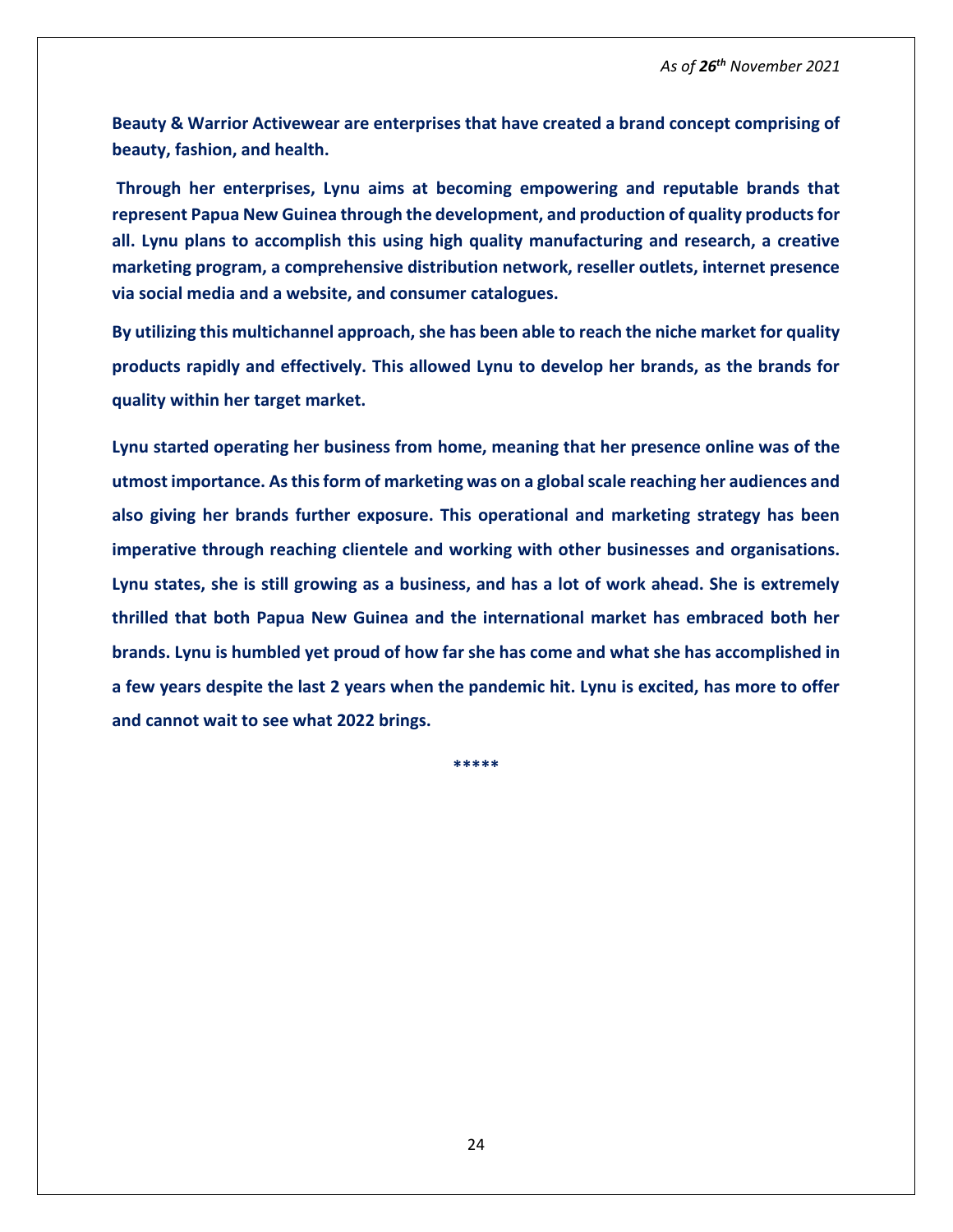*As of **26th** November 2021*

**Beauty & Warrior Activewear are enterprises that have created a brand concept comprising of beauty, fashion, and health.**

**Through her enterprises, Lynu aims at becoming empowering and reputable brands that represent Papua New Guinea through the development, and production of quality products for all. Lynu plans to accomplish this using high quality manufacturing and research, a creative marketing program, a comprehensive distribution network, reseller outlets, internet presence via social media and a website, and consumer catalogues.**

**By utilizing this multichannel approach, she has been able to reach the niche market for quality products rapidly and effectively. This allowed Lynu to develop her brands, as the brands for quality within her target market.**

**Lynu started operating her business from home, meaning that her presence online was of the utmost importance. As this form of marketing was on a global scale reaching her audiences and also giving her brands further exposure. This operational and marketing strategy has been imperative through reaching clientele and working with other businesses and organisations. Lynu states, she is still growing as a business, and has a lot of work ahead. She is extremely thrilled that both Papua New Guinea and the international market has embraced both her brands. Lynu is humbled yet proud of how far she has come and what she has accomplished in a few years despite the last 2 years when the pandemic hit. Lynu is excited, has more to offer and cannot wait to see what 2022 brings.**

*****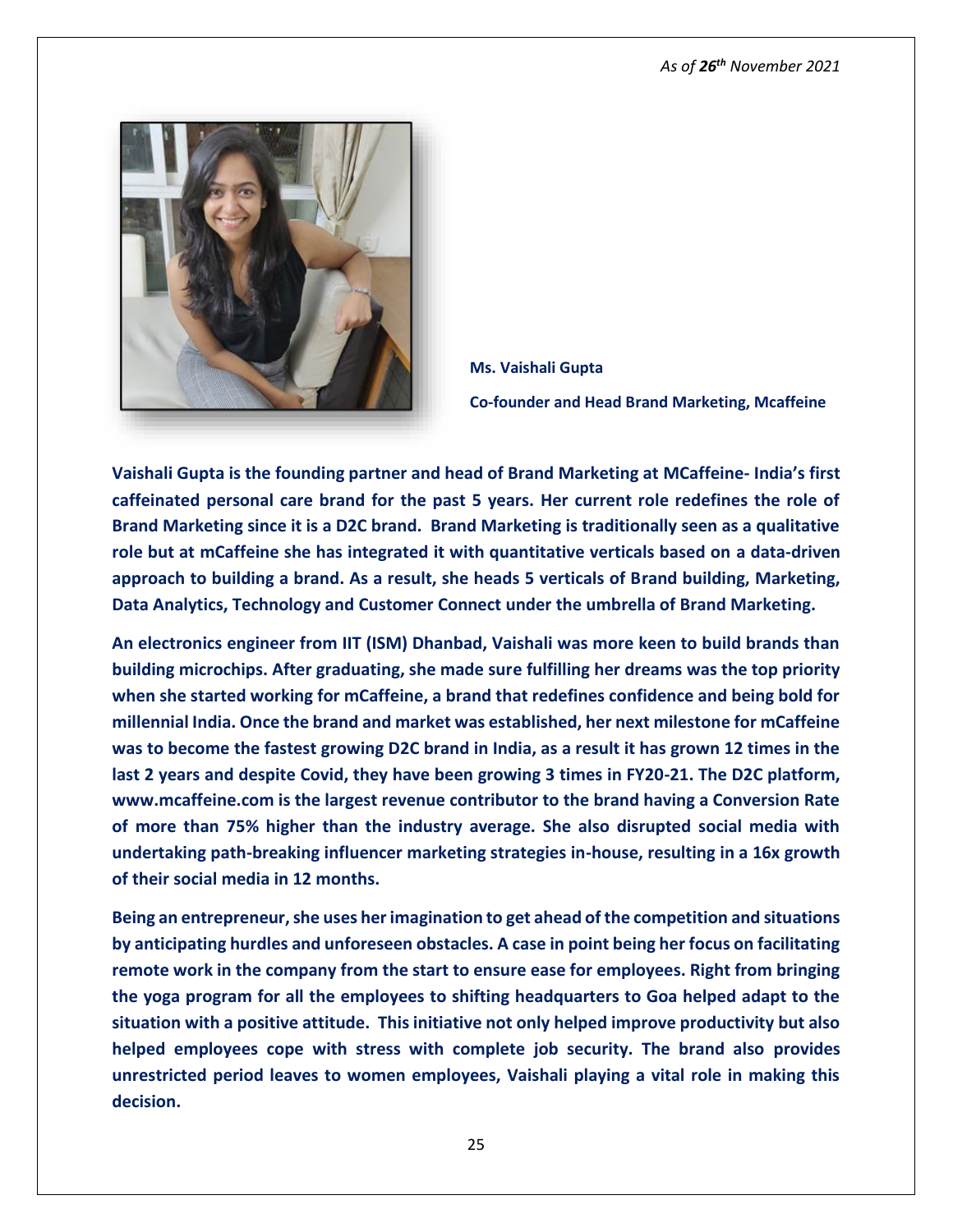*As of 26th November 2021*

**Ms. Vaishali Gupta**

**Co-founder and Head Brand Marketing, Mcaffeine**

**Vaishali Gupta is the founding partner and head of Brand Marketing at MCaffeine- India's first caffeinated personal care brand for the past 5 years. Her current role redefines the role of Brand Marketing since it is a D2C brand. Brand Marketing is traditionally seen as a qualitative role but at mCaffeine she has integrated it with quantitative verticals based on a data-driven approach to building a brand. As a result, she heads 5 verticals of Brand building, Marketing, Data Analytics, Technology and Customer Connect under the umbrella of Brand Marketing.**

**An electronics engineer from IIT (ISM) Dhanbad, Vaishali was more keen to build brands than building microchips. After graduating, she made sure fulfilling her dreams was the top priority when she started working for mCaffeine, a brand that redefines confidence and being bold for millennial India. Once the brand and market was established, her next milestone for mCaffeine was to become the fastest growing D2C brand in India, as a result it has grown 12 times in the last 2 years and despite Covid, they have been growing 3 times in FY20-21. The D2C platform, www.mcaffeine.com is the largest revenue contributor to the brand having a Conversion Rate of more than 75% higher than the industry average. She also disrupted social media with undertaking path-breaking influencer marketing strategies in-house, resulting in a 16x growth of their social media in 12 months.**

**Being an entrepreneur, she uses her imagination to get ahead of the competition and situations by anticipating hurdles and unforeseen obstacles. A case in point being her focus on facilitating remote work in the company from the start to ensure ease for employees. Right from bringing the yoga program for all the employees to shifting headquarters to Goa helped adapt to the situation with a positive attitude. This initiative not only helped improve productivity but also helped employees cope with stress with complete job security. The brand also provides unrestricted period leaves to women employees, Vaishali playing a vital role in making this decision.**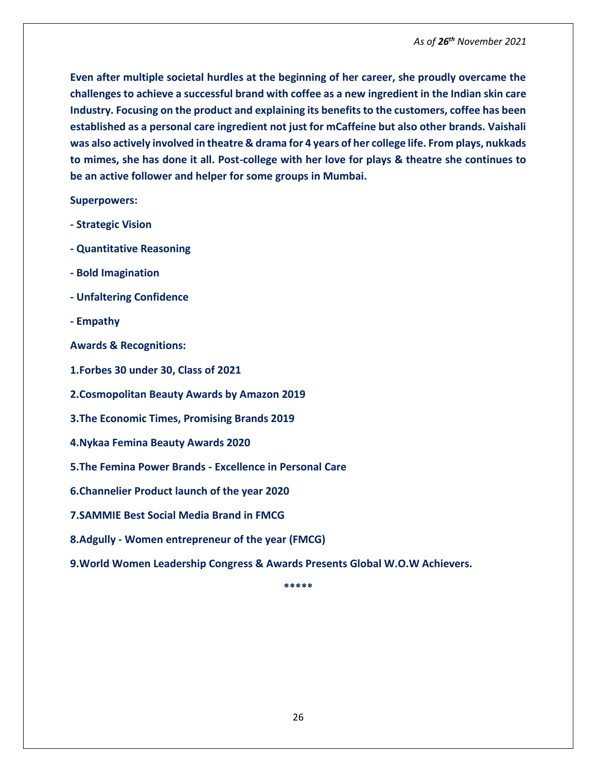*As of **26**[th] November 2021*

**Even after multiple societal hurdles at the beginning of her career, she proudly overcame the challenges to achieve a successful brand with coffee as a new ingredient in the Indian skin care Industry. Focusing on the product and explaining its benefits to the customers, coffee has been established as a personal care ingredient not just for mCaffeine but also other brands. Vaishali was also actively involved in theatre & drama for 4 years of her college life. From plays, nukkads to mimes, she has done it all. Post-college with her love for plays & theatre she continues to be an active follower and helper for some groups in Mumbai.**

**Superpowers:**

**- Strategic Vision**

**- Quantitative Reasoning**

**- Bold Imagination**

**- Unfaltering Confidence**

**- Empathy**

**Awards & Recognitions:**

**1.Forbes 30 under 30, Class of 2021**

**2.Cosmopolitan Beauty Awards by Amazon 2019**

**3.The Economic Times, Promising Brands 2019**

**4.Nykaa Femina Beauty Awards 2020**

**5.The Femina Power Brands - Excellence in Personal Care**

**6.Channelier Product launch of the year 2020**

**7.SAMMIE Best Social Media Brand in FMCG**

**8.Adgully - Women entrepreneur of the year (FMCG)**

**9.World Women Leadership Congress & Awards Presents Global W.O.W Achievers.**

**\*\*\*\*\***